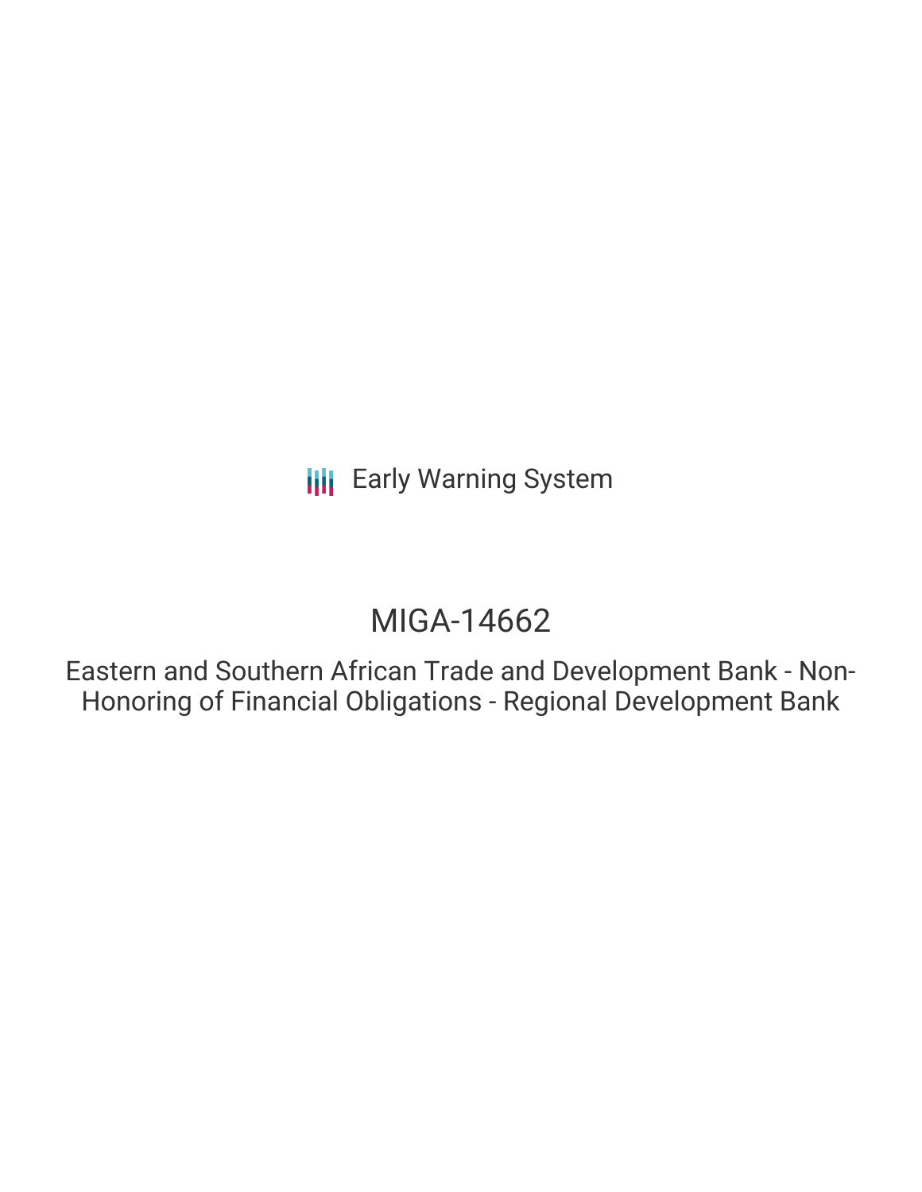Early Warning System

# MIGA-14662

## Eastern and Southern African Trade and Development Bank - Non-Honoring of Financial Obligations - Regional Development Bank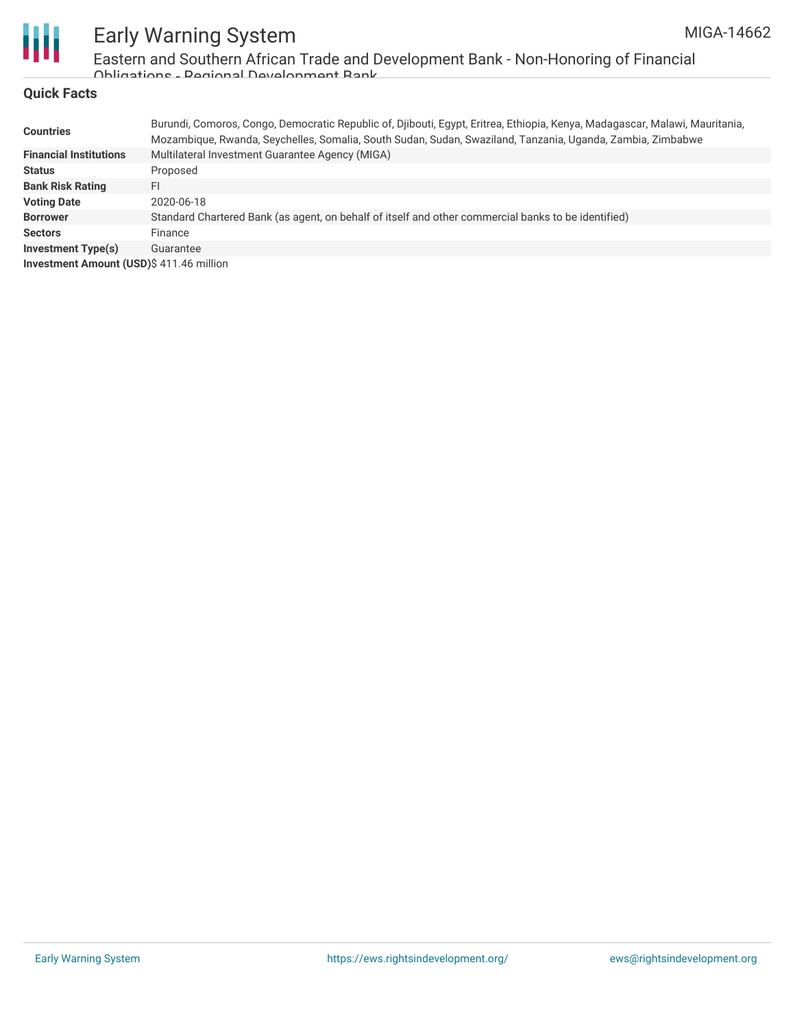## Quick Facts

| | |
|---|---|
| **Countries** | Burundi, Comoros, Congo, Democratic Republic of, Djibouti, Egypt, Eritrea, Ethiopia, Kenya, Madagascar, Malawi, Mauritania, Mozambique, Rwanda, Seychelles, Somalia, South Sudan, Sudan, Swaziland, Tanzania, Uganda, Zambia, Zimbabwe |
| **Financial Institutions** | Multilateral Investment Guarantee Agency (MIGA) |
| **Status** | Proposed |
| **Bank Risk Rating** | FI |
| **Voting Date** | 2020-06-18 |
| **Borrower** | Standard Chartered Bank (as agent, on behalf of itself and other commercial banks to be identified) |
| **Sectors** | Finance |
| **Investment Type(s)** | Guarantee |
| **Investment Amount (USD)** | $ 411.46 million |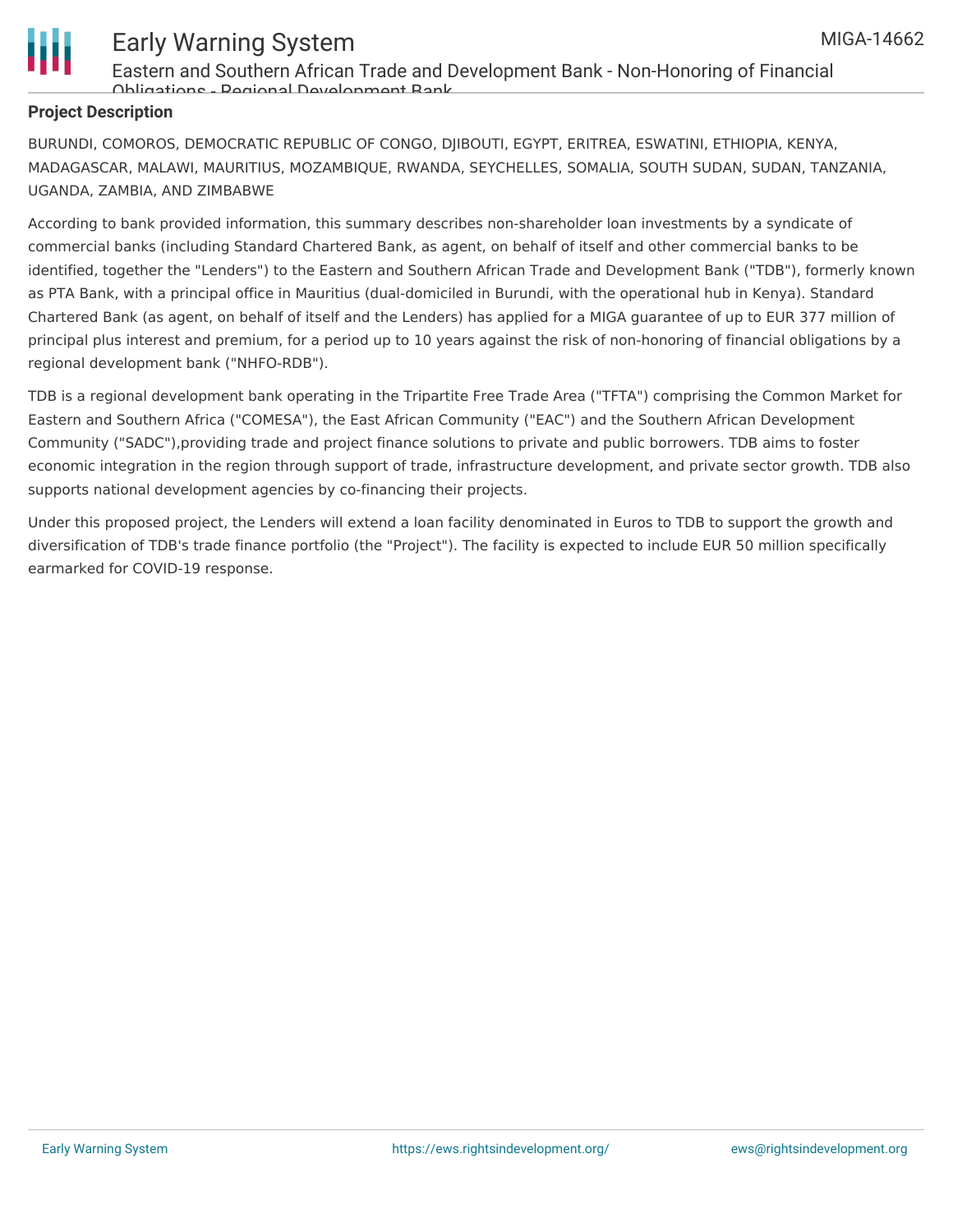## Project Description

BURUNDI, COMOROS, DEMOCRATIC REPUBLIC OF CONGO, DJIBOUTI, EGYPT, ERITREA, ESWATINI, ETHIOPIA, KENYA, MADAGASCAR, MALAWI, MAURITIUS, MOZAMBIQUE, RWANDA, SEYCHELLES, SOMALIA, SOUTH SUDAN, SUDAN, TANZANIA, UGANDA, ZAMBIA, AND ZIMBABWE

According to bank provided information, this summary describes non-shareholder loan investments by a syndicate of commercial banks (including Standard Chartered Bank, as agent, on behalf of itself and other commercial banks to be identified, together the "Lenders") to the Eastern and Southern African Trade and Development Bank ("TDB"), formerly known as PTA Bank, with a principal office in Mauritius (dual-domiciled in Burundi, with the operational hub in Kenya). Standard Chartered Bank (as agent, on behalf of itself and the Lenders) has applied for a MIGA guarantee of up to EUR 377 million of principal plus interest and premium, for a period up to 10 years against the risk of non-honoring of financial obligations by a regional development bank ("NHFO-RDB").

TDB is a regional development bank operating in the Tripartite Free Trade Area ("TFTA") comprising the Common Market for Eastern and Southern Africa ("COMESA"), the East African Community ("EAC") and the Southern African Development Community ("SADC"),providing trade and project finance solutions to private and public borrowers. TDB aims to foster economic integration in the region through support of trade, infrastructure development, and private sector growth. TDB also supports national development agencies by co-financing their projects.

Under this proposed project, the Lenders will extend a loan facility denominated in Euros to TDB to support the growth and diversification of TDB's trade finance portfolio (the "Project"). The facility is expected to include EUR 50 million specifically earmarked for COVID-19 response.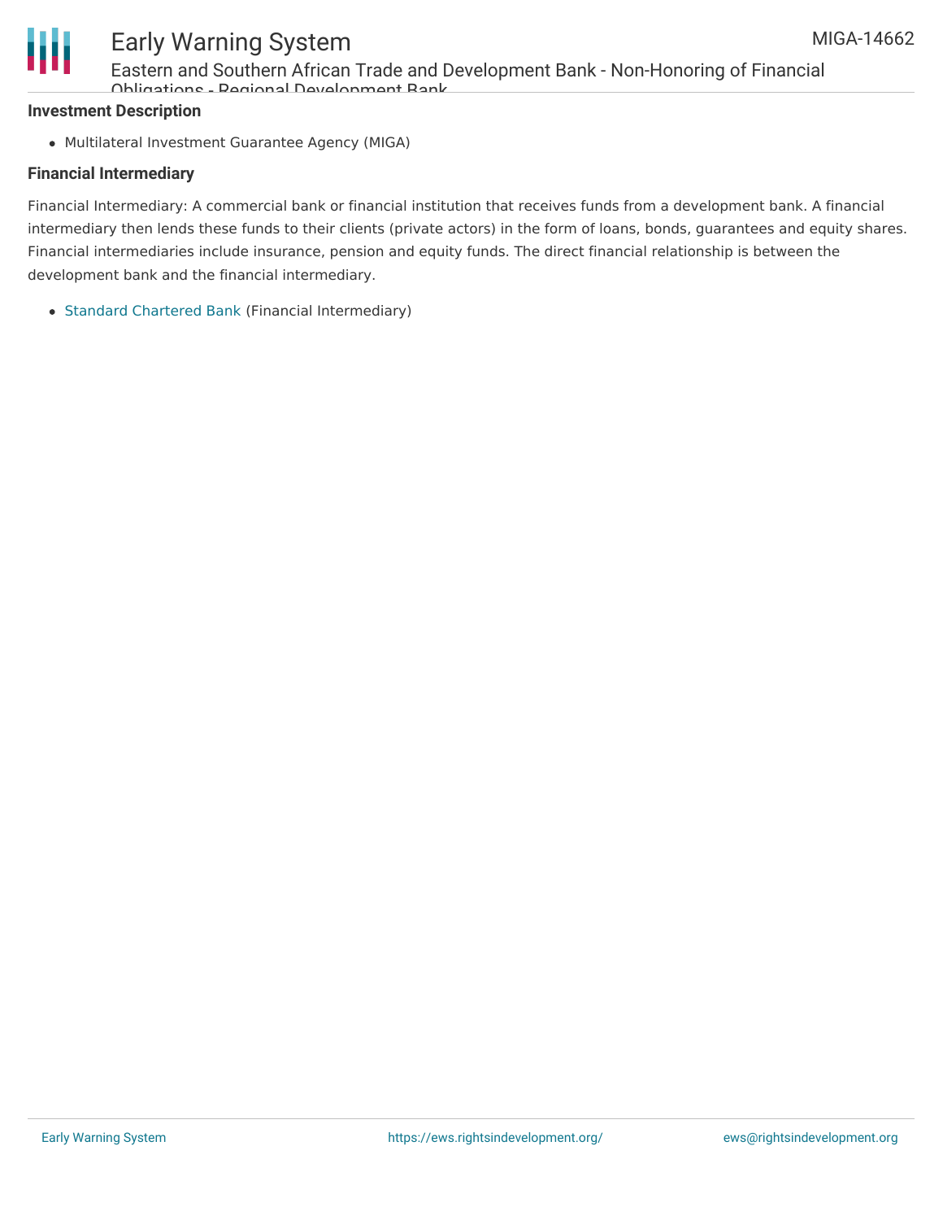**Investment Description**

- Multilateral Investment Guarantee Agency (MIGA)

**Financial Intermediary**

Financial Intermediary: A commercial bank or financial institution that receives funds from a development bank. A financial intermediary then lends these funds to their clients (private actors) in the form of loans, bonds, guarantees and equity shares. Financial intermediaries include insurance, pension and equity funds. The direct financial relationship is between the development bank and the financial intermediary.

- Standard Chartered Bank (Financial Intermediary)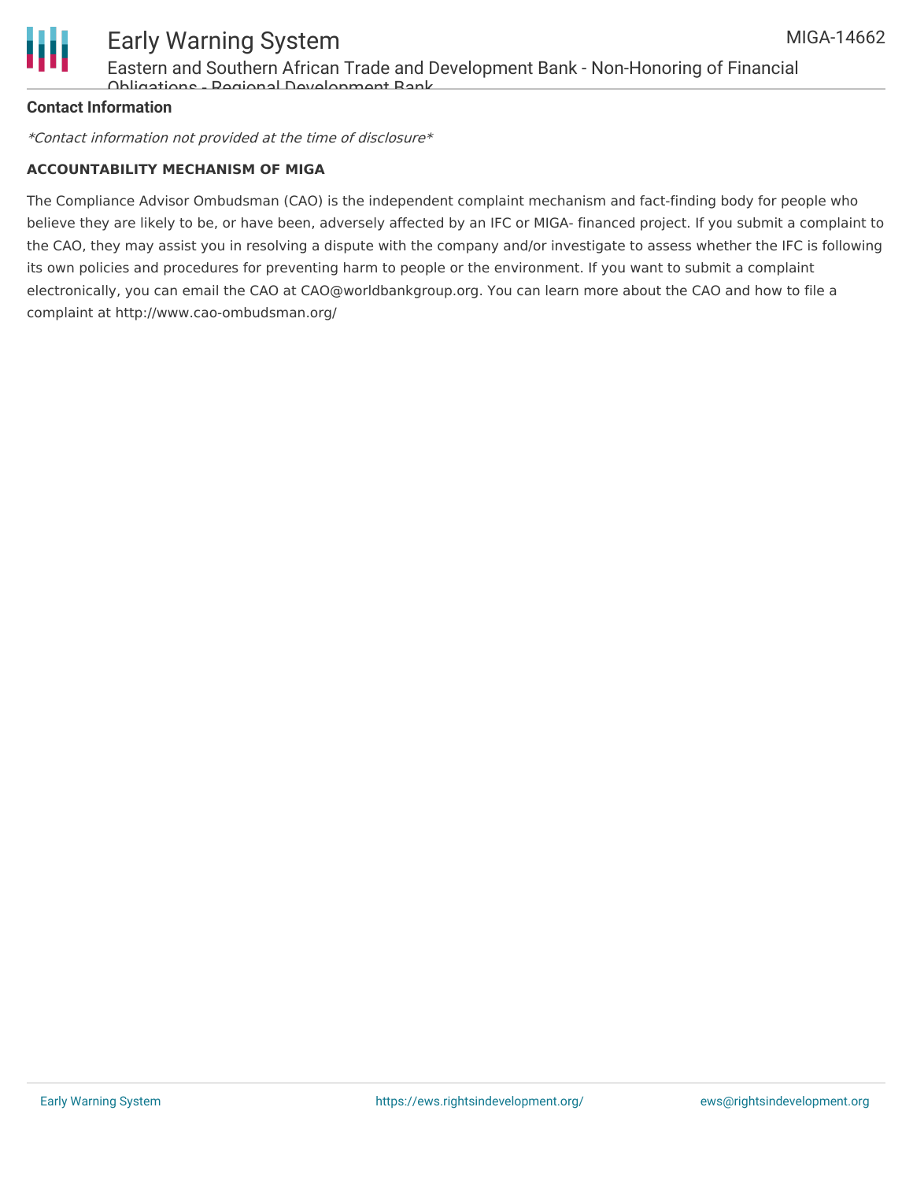**Contact Information**

*Contact information not provided at the time of disclosure*

**ACCOUNTABILITY MECHANISM OF MIGA**

The Compliance Advisor Ombudsman (CAO) is the independent complaint mechanism and fact-finding body for people who believe they are likely to be, or have been, adversely affected by an IFC or MIGA- financed project. If you submit a complaint to the CAO, they may assist you in resolving a dispute with the company and/or investigate to assess whether the IFC is following its own policies and procedures for preventing harm to people or the environment. If you want to submit a complaint electronically, you can email the CAO at CAO@worldbankgroup.org. You can learn more about the CAO and how to file a complaint at http://www.cao-ombudsman.org/